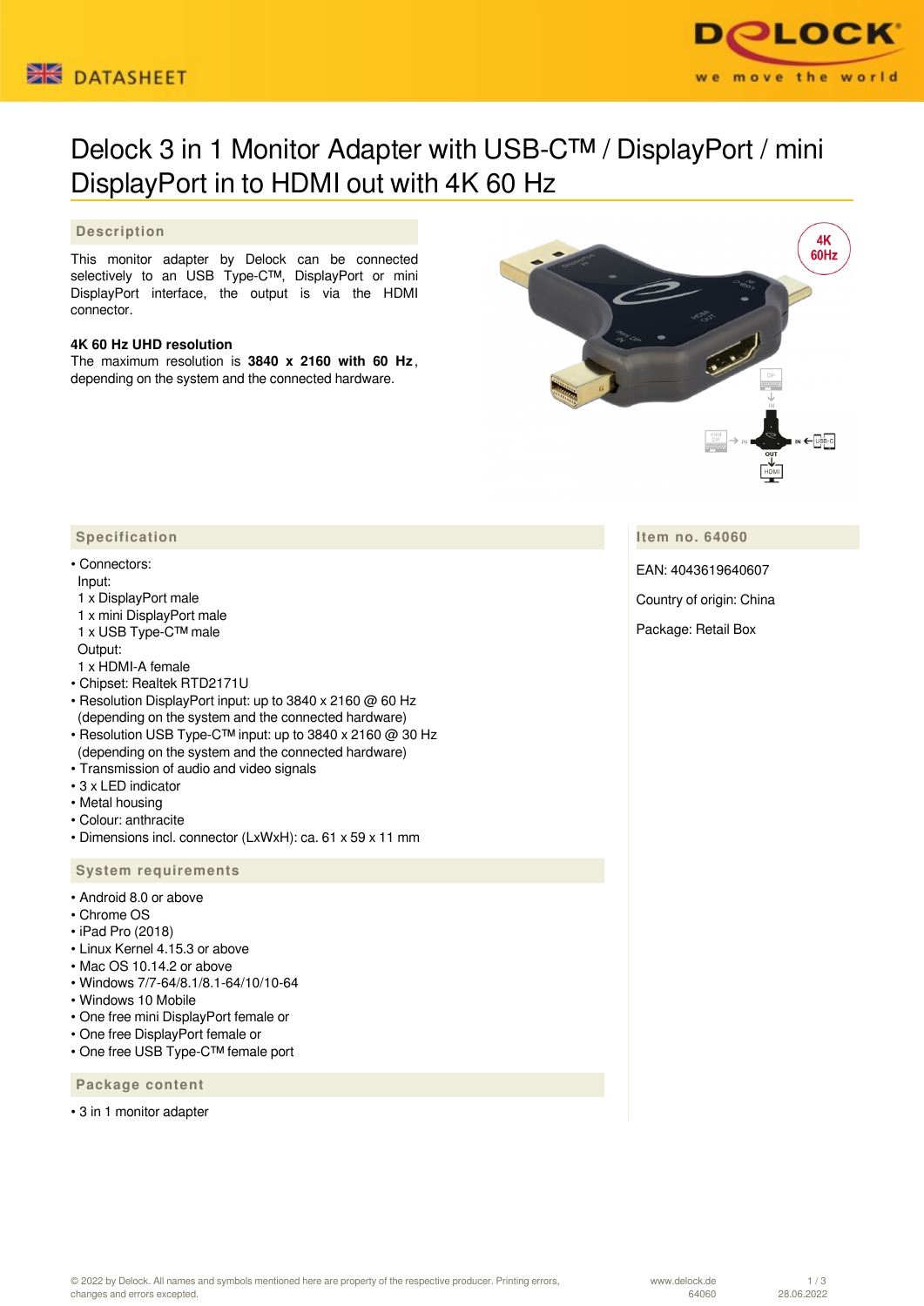DATASHEET

# Delock 3 in 1 Monitor Adapter with USB-C™ / DisplayPort / mini DisplayPort in to HDMI out with 4K 60 Hz

## Description

This monitor adapter by Delock can be connected selectively to an USB Type-C™, DisplayPort or mini DisplayPort interface, the output is via the HDMI connector.

**4K 60 Hz UHD resolution**
The maximum resolution is **3840 x 2160 with 60 Hz**, depending on the system and the connected hardware.

## Specification

- Connectors:
  Input:
  1 x DisplayPort male
  1 x mini DisplayPort male
  1 x USB Type-C™ male
  Output:
  1 x HDMI-A female
- Chipset: Realtek RTD2171U
- Resolution DisplayPort input: up to 3840 x 2160 @ 60 Hz (depending on the system and the connected hardware)
- Resolution USB Type-C™ input: up to 3840 x 2160 @ 30 Hz (depending on the system and the connected hardware)
- Transmission of audio and video signals
- 3 x LED indicator
- Metal housing
- Colour: anthracite
- Dimensions incl. connector (LxWxH): ca. 61 x 59 x 11 mm

## System requirements

- Android 8.0 or above
- Chrome OS
- iPad Pro (2018)
- Linux Kernel 4.15.3 or above
- Mac OS 10.14.2 or above
- Windows 7/7-64/8.1/8.1-64/10/10-64
- Windows 10 Mobile
- One free mini DisplayPort female or
- One free DisplayPort female or
- One free USB Type-C™ female port

## Package content

- 3 in 1 monitor adapter

## Item no. 64060

EAN: 4043619640607

Country of origin: China

Package: Retail Box

© 2022 by Delock. All names and symbols mentioned here are property of the respective producer. Printing errors, changes and errors excepted.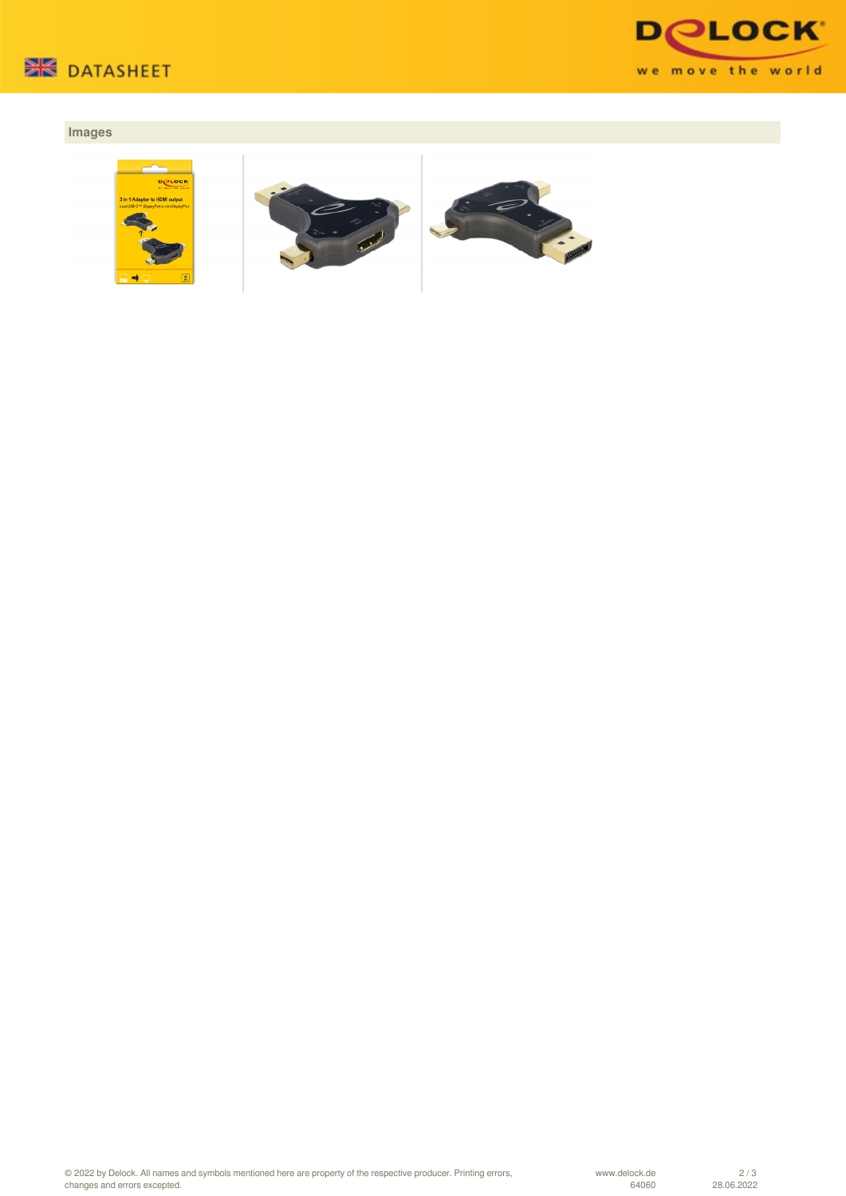## Images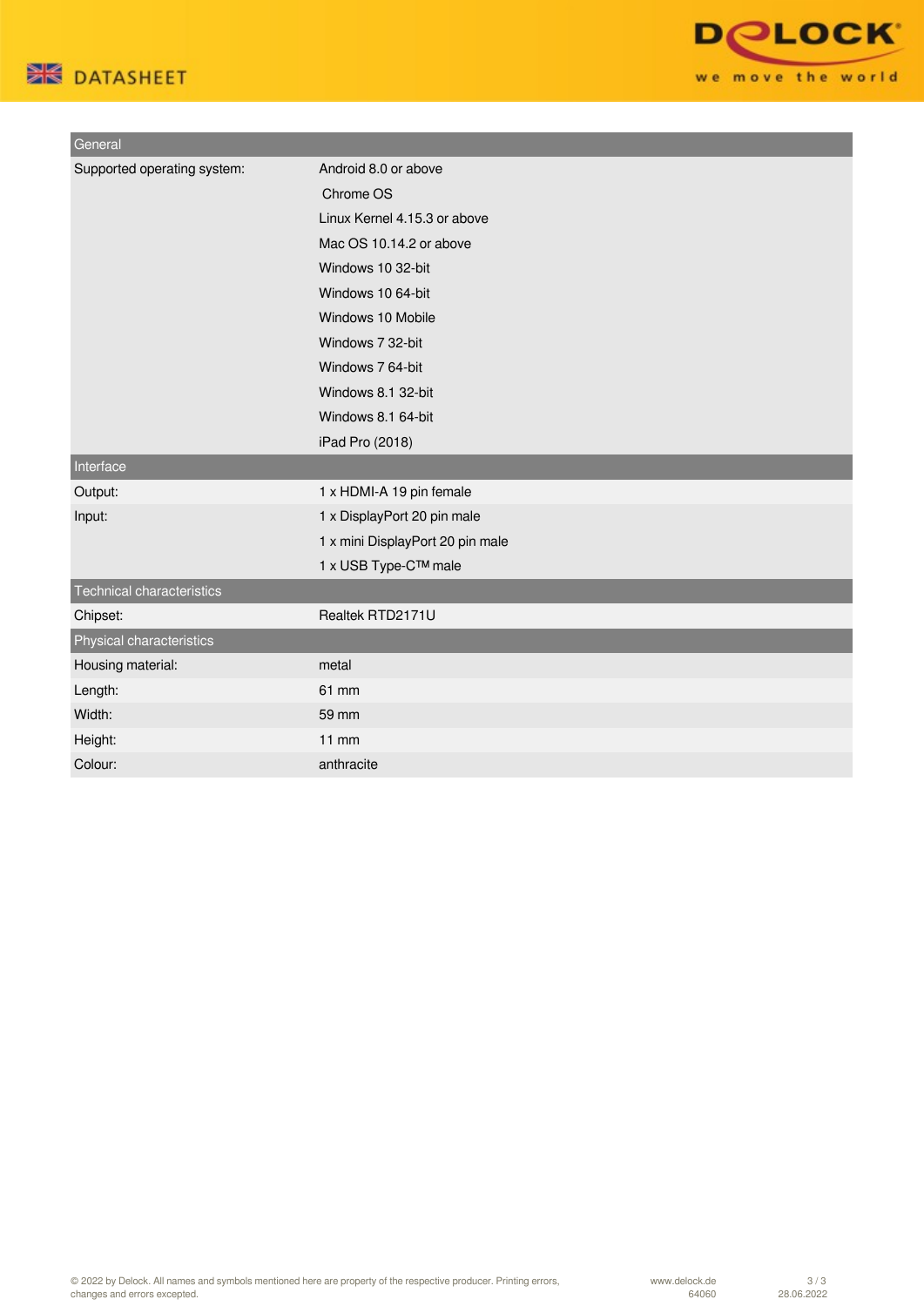| | |
|---|---|
| **General** | |
| Supported operating system: | Android 8.0 or above |
| | Chrome OS |
| | Linux Kernel 4.15.3 or above |
| | Mac OS 10.14.2 or above |
| | Windows 10 32-bit |
| | Windows 10 64-bit |
| | Windows 10 Mobile |
| | Windows 7 32-bit |
| | Windows 7 64-bit |
| | Windows 8.1 32-bit |
| | Windows 8.1 64-bit |
| | iPad Pro (2018) |
| **Interface** | |
| Output: | 1 x HDMI-A 19 pin female |
| Input: | 1 x DisplayPort 20 pin male |
| | 1 x mini DisplayPort 20 pin male |
| | 1 x USB Type-C™ male |
| **Technical characteristics** | |
| Chipset: | Realtek RTD2171U |
| **Physical characteristics** | |
| Housing material: | metal |
| Length: | 61 mm |
| Width: | 59 mm |
| Height: | 11 mm |
| Colour: | anthracite |

© 2022 by Delock. All names and symbols mentioned here are property of the respective producer. Printing errors, changes and errors excepted.

www.delock.de
64060
28.06.2022